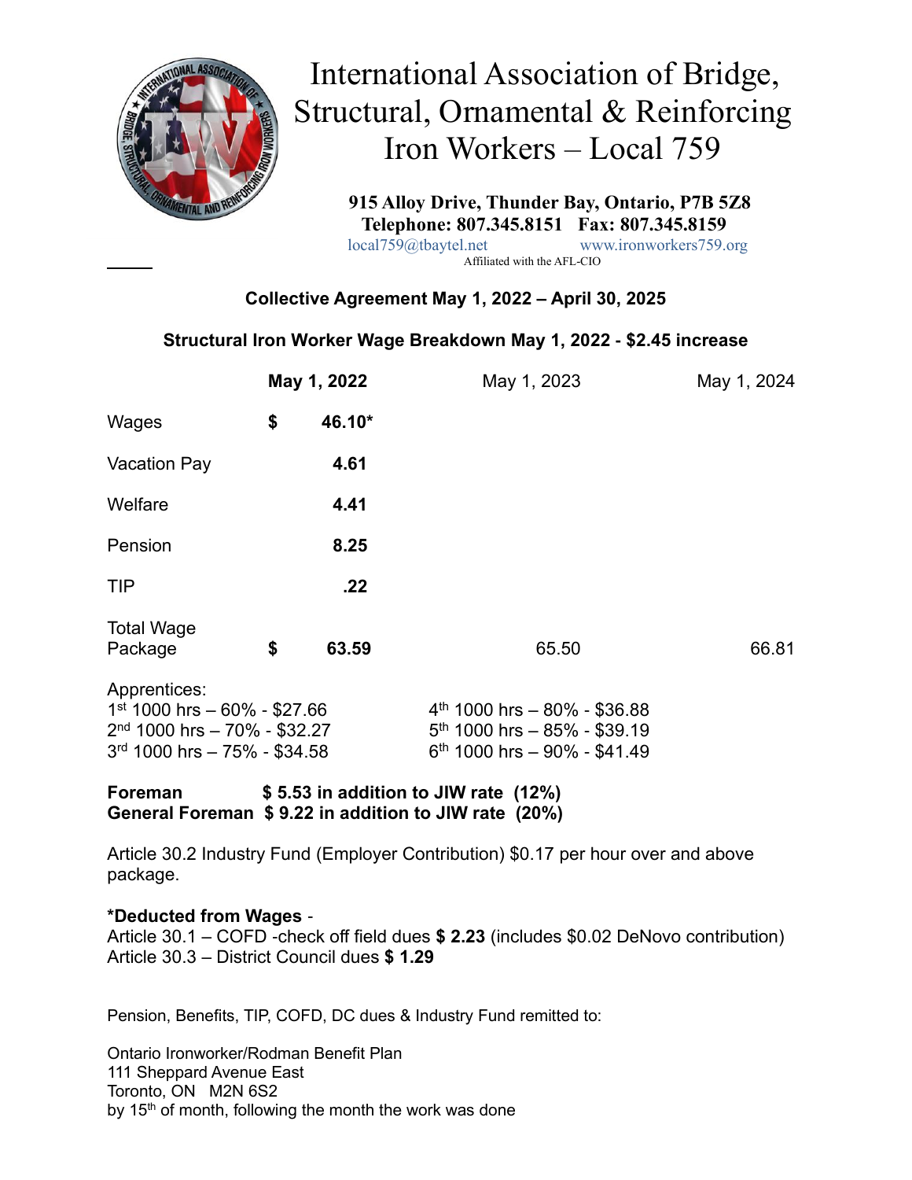# International Association of Bridge, Structural, Ornamental & Reinforcing Iron Workers – Local 759

**915 Alloy Drive, Thunder Bay, Ontario, P7B 5Z8**
**Telephone: 807.345.8151 Fax: 807.345.8159**
local759@tbaytel.net www.ironworkers759.org
Affiliated with the AFL-CIO

**Collective Agreement May 1, 2022 – April 30, 2025**

**Structural Iron Worker Wage Breakdown May 1, 2022 - $2.45 increase**

| | **May 1, 2022** | May 1, 2023 | May 1, 2024 |
|---|---|---|---|
| Wages | **$ 46.10*** | | |
| Vacation Pay | **4.61** | | |
| Welfare | **4.41** | | |
| Pension | **8.25** | | |
| TIP | **.22** | | |
| Total Wage Package | **$ 63.59** | 65.50 | 66.81 |

Apprentices:

| | |
|---|---|
| 1st 1000 hrs – 60% - $27.66 | 4th 1000 hrs – 80% - $36.88 |
| 2nd 1000 hrs – 70% - $32.27 | 5th 1000 hrs – 85% - $39.19 |
| 3rd 1000 hrs – 75% - $34.58 | 6th 1000 hrs – 90% - $41.49 |

**Foreman $ 5.53 in addition to JIW rate (12%)**
**General Foreman $ 9.22 in addition to JIW rate (20%)**

Article 30.2 Industry Fund (Employer Contribution) $0.17 per hour over and above package.

**\*Deducted from Wages** -
Article 30.1 – COFD -check off field dues **$ 2.23** (includes $0.02 DeNovo contribution)
Article 30.3 – District Council dues **$ 1.29**

Pension, Benefits, TIP, COFD, DC dues & Industry Fund remitted to:

Ontario Ironworker/Rodman Benefit Plan
111 Sheppard Avenue East
Toronto, ON M2N 6S2
by 15th of month, following the month the work was done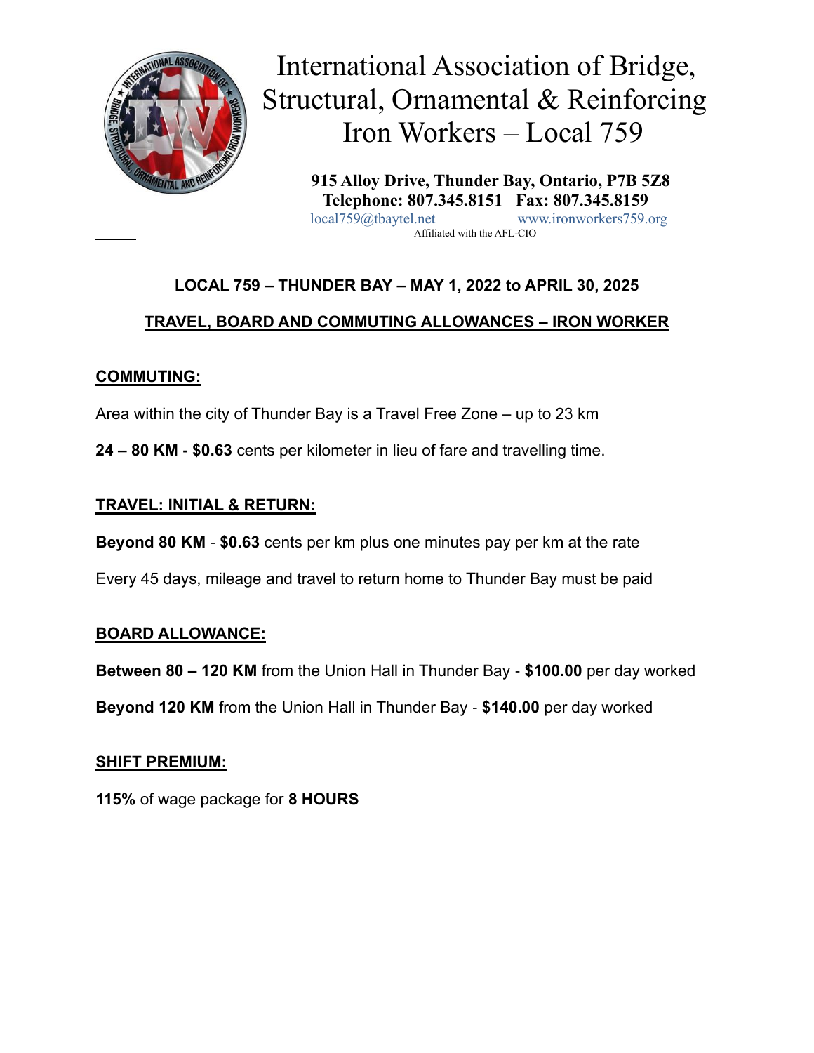# International Association of Bridge, Structural, Ornamental & Reinforcing Iron Workers – Local 759

**915 Alloy Drive, Thunder Bay, Ontario, P7B 5Z8**
**Telephone: 807.345.8151 Fax: 807.345.8159**
local759@tbaytel.net www.ironworkers759.org
Affiliated with the AFL-CIO

## LOCAL 759 – THUNDER BAY – MAY 1, 2022 to APRIL 30, 2025

## TRAVEL, BOARD AND COMMUTING ALLOWANCES – IRON WORKER

### COMMUTING:

Area within the city of Thunder Bay is a Travel Free Zone – up to 23 km

**24 – 80 KM - $0.63** cents per kilometer in lieu of fare and travelling time.

### TRAVEL: INITIAL & RETURN:

**Beyond 80 KM** - **$0.63** cents per km plus one minutes pay per km at the rate

Every 45 days, mileage and travel to return home to Thunder Bay must be paid

### BOARD ALLOWANCE:

**Between 80 – 120 KM** from the Union Hall in Thunder Bay - **$100.00** per day worked

**Beyond 120 KM** from the Union Hall in Thunder Bay - **$140.00** per day worked

### SHIFT PREMIUM:

**115%** of wage package for **8 HOURS**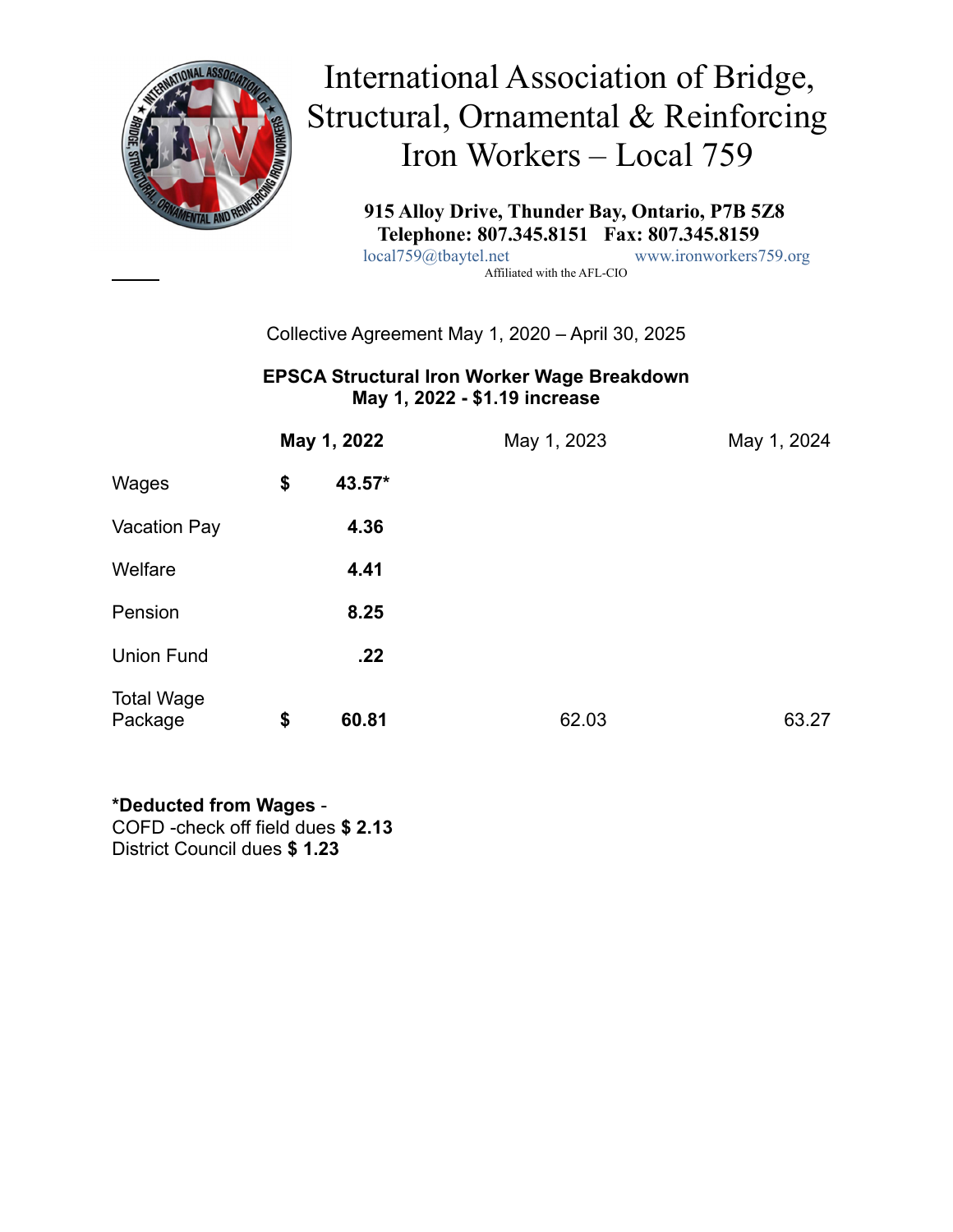# International Association of Bridge, Structural, Ornamental & Reinforcing Iron Workers – Local 759

**915 Alloy Drive, Thunder Bay, Ontario, P7B 5Z8**
**Telephone: 807.345.8151 Fax: 807.345.8159**
local759@tbaytel.net www.ironworkers759.org
Affiliated with the AFL-CIO

Collective Agreement May 1, 2020 – April 30, 2025

**EPSCA Structural Iron Worker Wage Breakdown**
**May 1, 2022 - $1.19 increase**

| | **May 1, 2022** | May 1, 2023 | May 1, 2024 |
|---|---|---|---|
| Wages | **$ 43.57*** | | |
| Vacation Pay | **4.36** | | |
| Welfare | **4.41** | | |
| Pension | **8.25** | | |
| Union Fund | **.22** | | |
| Total Wage Package | **$ 60.81** | 62.03 | 63.27 |

**\*Deducted from Wages** -
COFD -check off field dues **$ 2.13**
District Council dues **$ 1.23**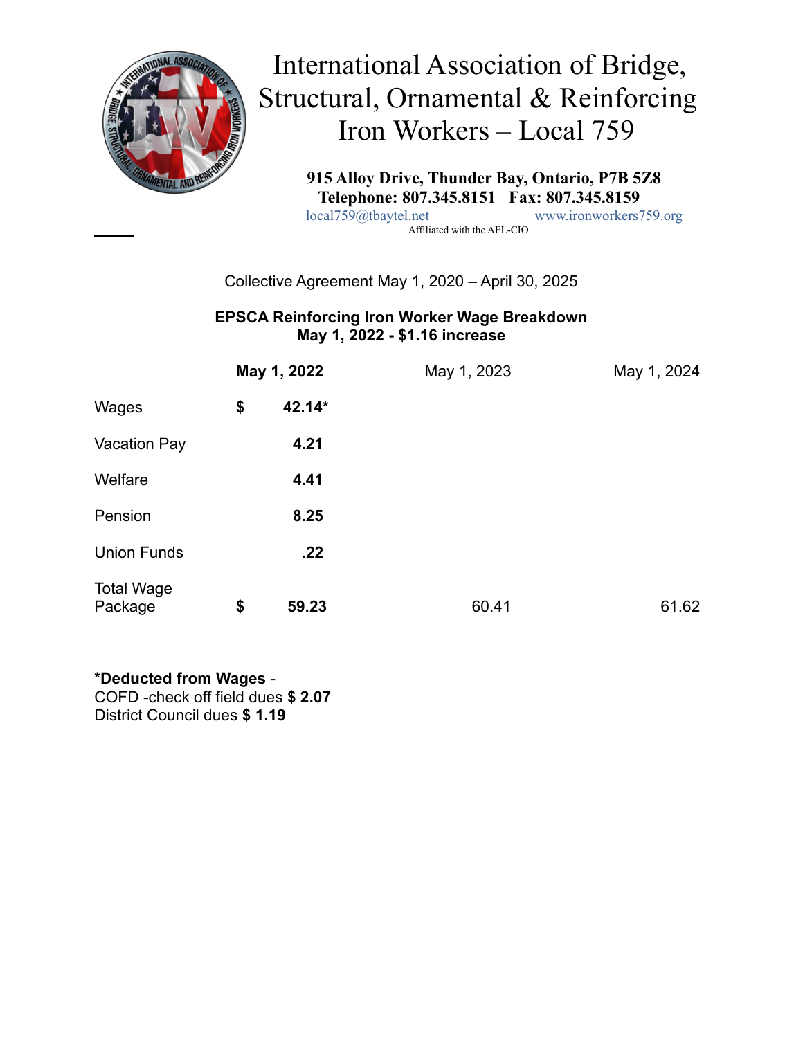# International Association of Bridge, Structural, Ornamental & Reinforcing Iron Workers – Local 759

**915 Alloy Drive, Thunder Bay, Ontario, P7B 5Z8**
**Telephone: 807.345.8151   Fax: 807.345.8159**
local759@tbaytel.net   www.ironworkers759.org
Affiliated with the AFL-CIO

Collective Agreement May 1, 2020 – April 30, 2025

**EPSCA Reinforcing Iron Worker Wage Breakdown**
**May 1, 2022 - $1.16 increase**

| | **May 1, 2022** | May 1, 2023 | May 1, 2024 |
|---|---|---|---|
| Wages | **$ 42.14*** | | |
| Vacation Pay | **4.21** | | |
| Welfare | **4.41** | | |
| Pension | **8.25** | | |
| Union Funds | **.22** | | |
| Total Wage Package | **$ 59.23** | 60.41 | 61.62 |

**\*Deducted from Wages** -
COFD -check off field dues **$ 2.07**
District Council dues **$ 1.19**